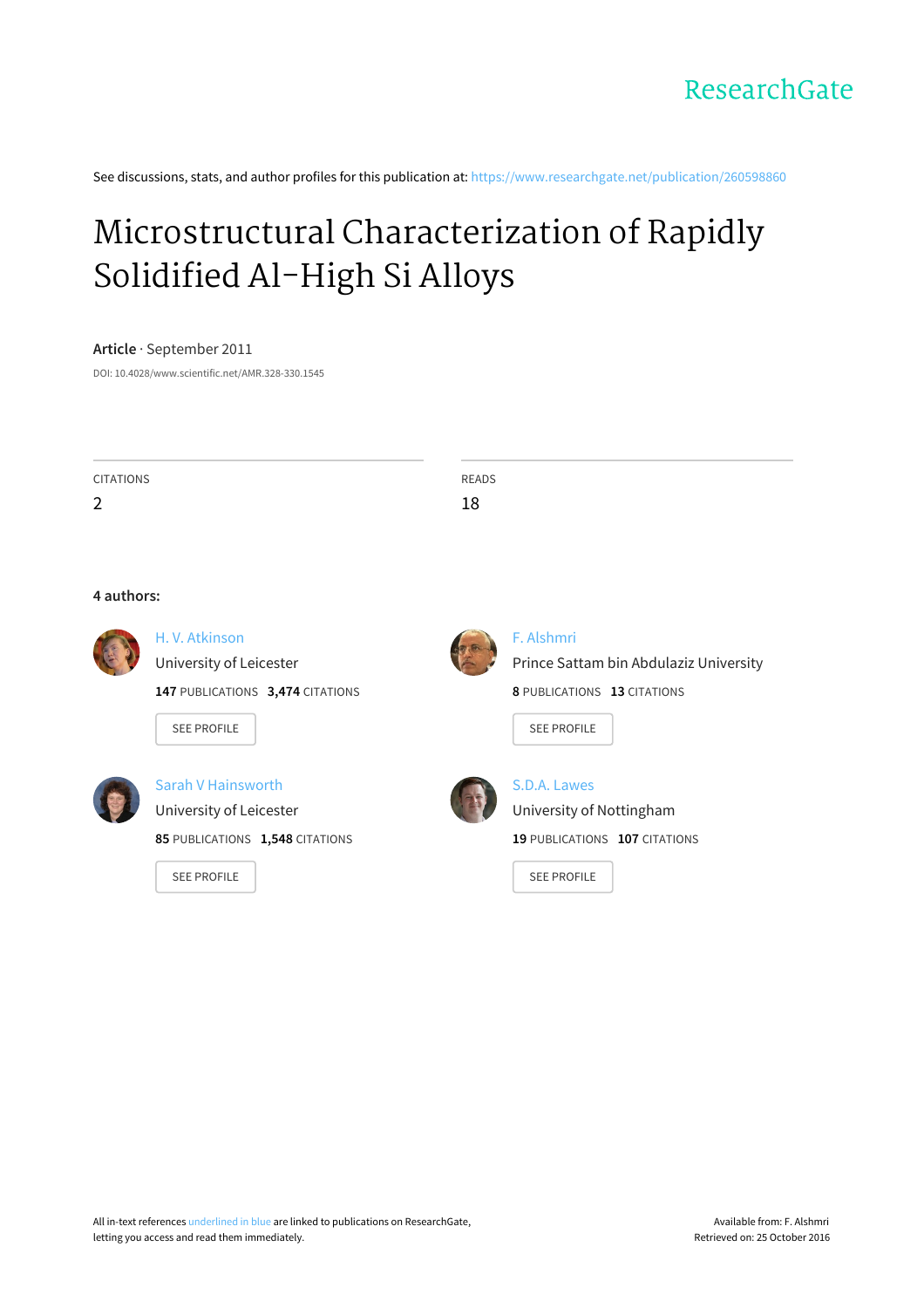See discussions, stats, and author profiles for this publication at: https://www.researchgate.net/publication/260598860

# Microstructural Characterization of Rapidly Solidified Al-High Si Alloys

**Article** · September 2011

DOI: 10.4028/www.scientific.net/AMR.328-330.1545

| CITATIONS | READS |
|---|---|
| 2 | 18 |

**4 authors:**

**H. V. Atkinson**
University of Leicester
**147** PUBLICATIONS **3,474** CITATIONS
SEE PROFILE

**F. Alshmri**
Prince Sattam bin Abdulaziz University
**8** PUBLICATIONS **13** CITATIONS
SEE PROFILE

**Sarah V Hainsworth**
University of Leicester
**85** PUBLICATIONS **1,548** CITATIONS
SEE PROFILE

**S.D.A. Lawes**
University of Nottingham
**19** PUBLICATIONS **107** CITATIONS
SEE PROFILE

All in-text references underlined in blue are linked to publications on ResearchGate, letting you access and read them immediately.

Available from: F. Alshmri
Retrieved on: 25 October 2016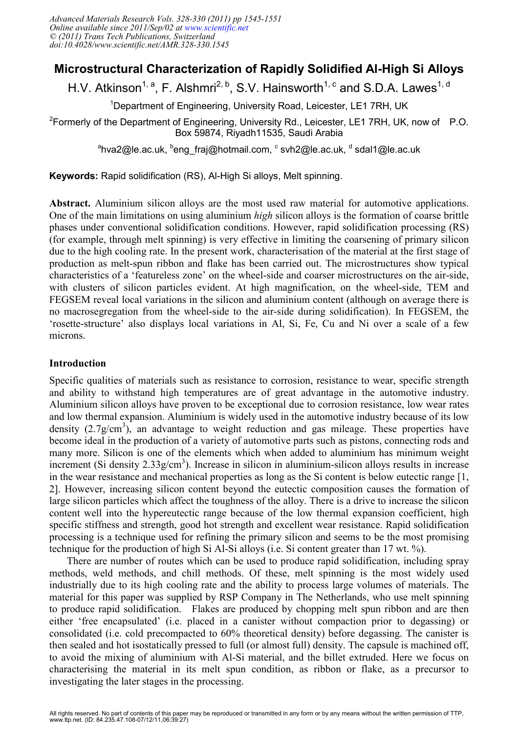# Microstructural Characterization of Rapidly Solidified Al-High Si Alloys

H.V. Atkinson[1, a], F. Alshmri[2, b], S.V. Hainsworth[1, c] and S.D.A. Lawes[1, d]

[1]Department of Engineering, University Road, Leicester, LE1 7RH, UK

[2]Formerly of the Department of Engineering, University Rd., Leicester, LE1 7RH, UK, now of P.O. Box 59874, Riyadh11535, Saudi Arabia

[a]hva2@le.ac.uk, [b]eng_fraj@hotmail.com, [c] svh2@le.ac.uk, [d] sdal1@le.ac.uk

**Keywords:** Rapid solidification (RS), Al-High Si alloys, Melt spinning.

**Abstract.** Aluminium silicon alloys are the most used raw material for automotive applications. One of the main limitations on using aluminium *high* silicon alloys is the formation of coarse brittle phases under conventional solidification conditions. However, rapid solidification processing (RS) (for example, through melt spinning) is very effective in limiting the coarsening of primary silicon due to the high cooling rate. In the present work, characterisation of the material at the first stage of production as melt-spun ribbon and flake has been carried out. The microstructures show typical characteristics of a 'featureless zone' on the wheel-side and coarser microstructures on the air-side, with clusters of silicon particles evident. At high magnification, on the wheel-side, TEM and FEGSEM reveal local variations in the silicon and aluminium content (although on average there is no macrosegregation from the wheel-side to the air-side during solidification). In FEGSEM, the 'rosette-structure' also displays local variations in Al, Si, Fe, Cu and Ni over a scale of a few microns.

## Introduction

Specific qualities of materials such as resistance to corrosion, resistance to wear, specific strength and ability to withstand high temperatures are of great advantage in the automotive industry. Aluminium silicon alloys have proven to be exceptional due to corrosion resistance, low wear rates and low thermal expansion. Aluminium is widely used in the automotive industry because of its low density ($2.7 g/cm^3$), an advantage to weight reduction and gas mileage. These properties have become ideal in the production of a variety of automotive parts such as pistons, connecting rods and many more. Silicon is one of the elements which when added to aluminium has minimum weight increment (Si density $2.33 g/cm^3$). Increase in silicon in aluminium-silicon alloys results in increase in the wear resistance and mechanical properties as long as the Si content is below eutectic range [1, 2]. However, increasing silicon content beyond the eutectic composition causes the formation of large silicon particles which affect the toughness of the alloy. There is a drive to increase the silicon content well into the hypereutectic range because of the low thermal expansion coefficient, high specific stiffness and strength, good hot strength and excellent wear resistance. Rapid solidification processing is a technique used for refining the primary silicon and seems to be the most promising technique for the production of high Si Al-Si alloys (i.e. Si content greater than 17 wt. %).

There are number of routes which can be used to produce rapid solidification, including spray methods, weld methods, and chill methods. Of these, melt spinning is the most widely used industrially due to its high cooling rate and the ability to process large volumes of materials. The material for this paper was supplied by RSP Company in The Netherlands, who use melt spinning to produce rapid solidification. Flakes are produced by chopping melt spun ribbon and are then either 'free encapsulated' (i.e. placed in a canister without compaction prior to degassing) or consolidated (i.e. cold precompacted to 60% theoretical density) before degassing. The canister is then sealed and hot isostatically pressed to full (or almost full) density. The capsule is machined off, to avoid the mixing of aluminium with Al-Si material, and the billet extruded. Here we focus on characterising the material in its melt spun condition, as ribbon or flake, as a precursor to investigating the later stages in the processing.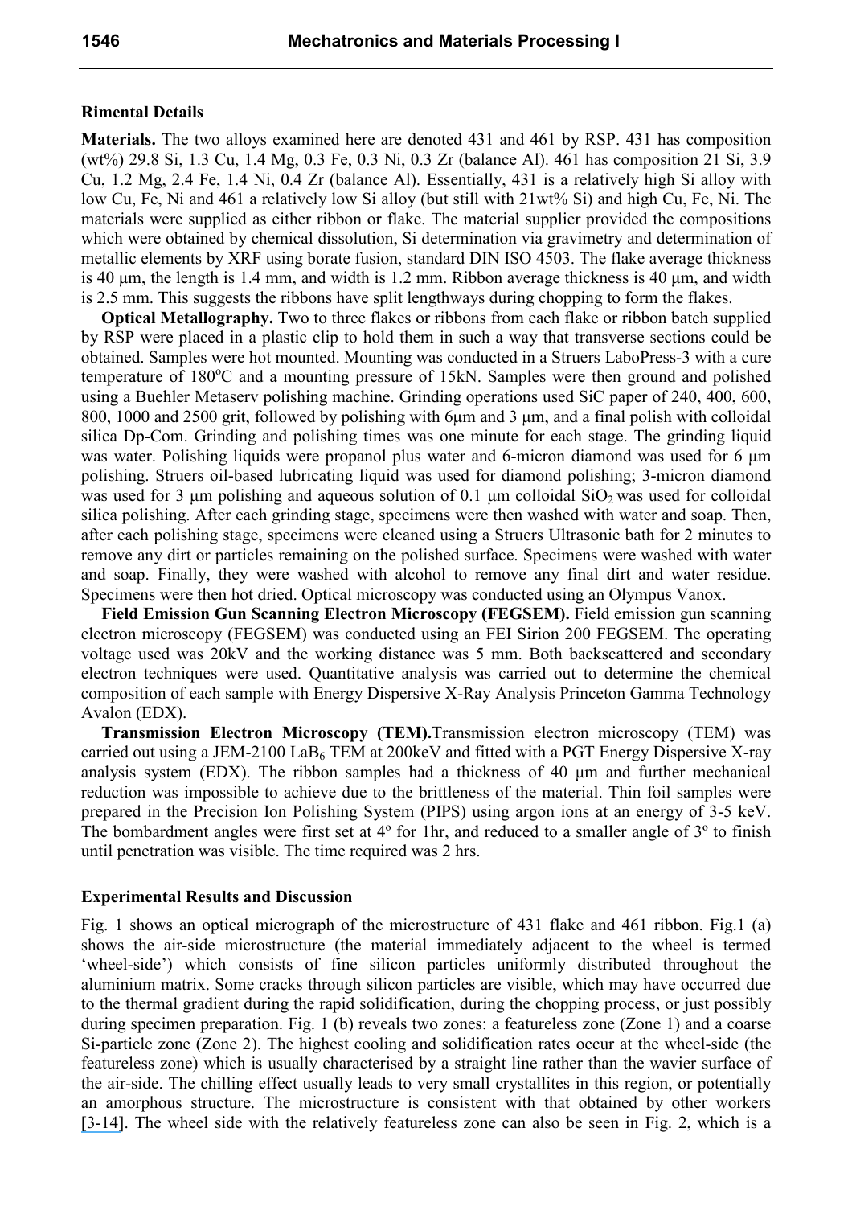## Rimental Details

**Materials.** The two alloys examined here are denoted 431 and 461 by RSP. 431 has composition (wt%) 29.8 Si, 1.3 Cu, 1.4 Mg, 0.3 Fe, 0.3 Ni, 0.3 Zr (balance Al). 461 has composition 21 Si, 3.9 Cu, 1.2 Mg, 2.4 Fe, 1.4 Ni, 0.4 Zr (balance Al). Essentially, 431 is a relatively high Si alloy with low Cu, Fe, Ni and 461 a relatively low Si alloy (but still with 21wt% Si) and high Cu, Fe, Ni. The materials were supplied as either ribbon or flake. The material supplier provided the compositions which were obtained by chemical dissolution, Si determination via gravimetry and determination of metallic elements by XRF using borate fusion, standard DIN ISO 4503. The flake average thickness is 40 μm, the length is 1.4 mm, and width is 1.2 mm. Ribbon average thickness is 40 μm, and width is 2.5 mm. This suggests the ribbons have split lengthways during chopping to form the flakes.

**Optical Metallography.** Two to three flakes or ribbons from each flake or ribbon batch supplied by RSP were placed in a plastic clip to hold them in such a way that transverse sections could be obtained. Samples were hot mounted. Mounting was conducted in a Struers LaboPress-3 with a cure temperature of 180°C and a mounting pressure of 15kN. Samples were then ground and polished using a Buehler Metaserv polishing machine. Grinding operations used SiC paper of 240, 400, 600, 800, 1000 and 2500 grit, followed by polishing with 6μm and 3 μm, and a final polish with colloidal silica Dp-Com. Grinding and polishing times was one minute for each stage. The grinding liquid was water. Polishing liquids were propanol plus water and 6-micron diamond was used for 6 μm polishing. Struers oil-based lubricating liquid was used for diamond polishing; 3-micron diamond was used for 3 μm polishing and aqueous solution of 0.1 μm colloidal $SiO_2$ was used for colloidal silica polishing. After each grinding stage, specimens were then washed with water and soap. Then, after each polishing stage, specimens were cleaned using a Struers Ultrasonic bath for 2 minutes to remove any dirt or particles remaining on the polished surface. Specimens were washed with water and soap. Finally, they were washed with alcohol to remove any final dirt and water residue. Specimens were then hot dried. Optical microscopy was conducted using an Olympus Vanox.

**Field Emission Gun Scanning Electron Microscopy (FEGSEM).** Field emission gun scanning electron microscopy (FEGSEM) was conducted using an FEI Sirion 200 FEGSEM. The operating voltage used was 20kV and the working distance was 5 mm. Both backscattered and secondary electron techniques were used. Quantitative analysis was carried out to determine the chemical composition of each sample with Energy Dispersive X-Ray Analysis Princeton Gamma Technology Avalon (EDX).

**Transmission Electron Microscopy (TEM).** Transmission electron microscopy (TEM) was carried out using a JEM-2100 $LaB_6$ TEM at 200keV and fitted with a PGT Energy Dispersive X-ray analysis system (EDX). The ribbon samples had a thickness of 40 μm and further mechanical reduction was impossible to achieve due to the brittleness of the material. Thin foil samples were prepared in the Precision Ion Polishing System (PIPS) using argon ions at an energy of 3-5 keV. The bombardment angles were first set at 4º for 1hr, and reduced to a smaller angle of 3º to finish until penetration was visible. The time required was 2 hrs.

## Experimental Results and Discussion

Fig. 1 shows an optical micrograph of the microstructure of 431 flake and 461 ribbon. Fig.1 (a) shows the air-side microstructure (the material immediately adjacent to the wheel is termed 'wheel-side') which consists of fine silicon particles uniformly distributed throughout the aluminium matrix. Some cracks through silicon particles are visible, which may have occurred due to the thermal gradient during the rapid solidification, during the chopping process, or just possibly during specimen preparation. Fig. 1 (b) reveals two zones: a featureless zone (Zone 1) and a coarse Si-particle zone (Zone 2). The highest cooling and solidification rates occur at the wheel-side (the featureless zone) which is usually characterised by a straight line rather than the wavier surface of the air-side. The chilling effect usually leads to very small crystallites in this region, or potentially an amorphous structure. The microstructure is consistent with that obtained by other workers [3-14]. The wheel side with the relatively featureless zone can also be seen in Fig. 2, which is a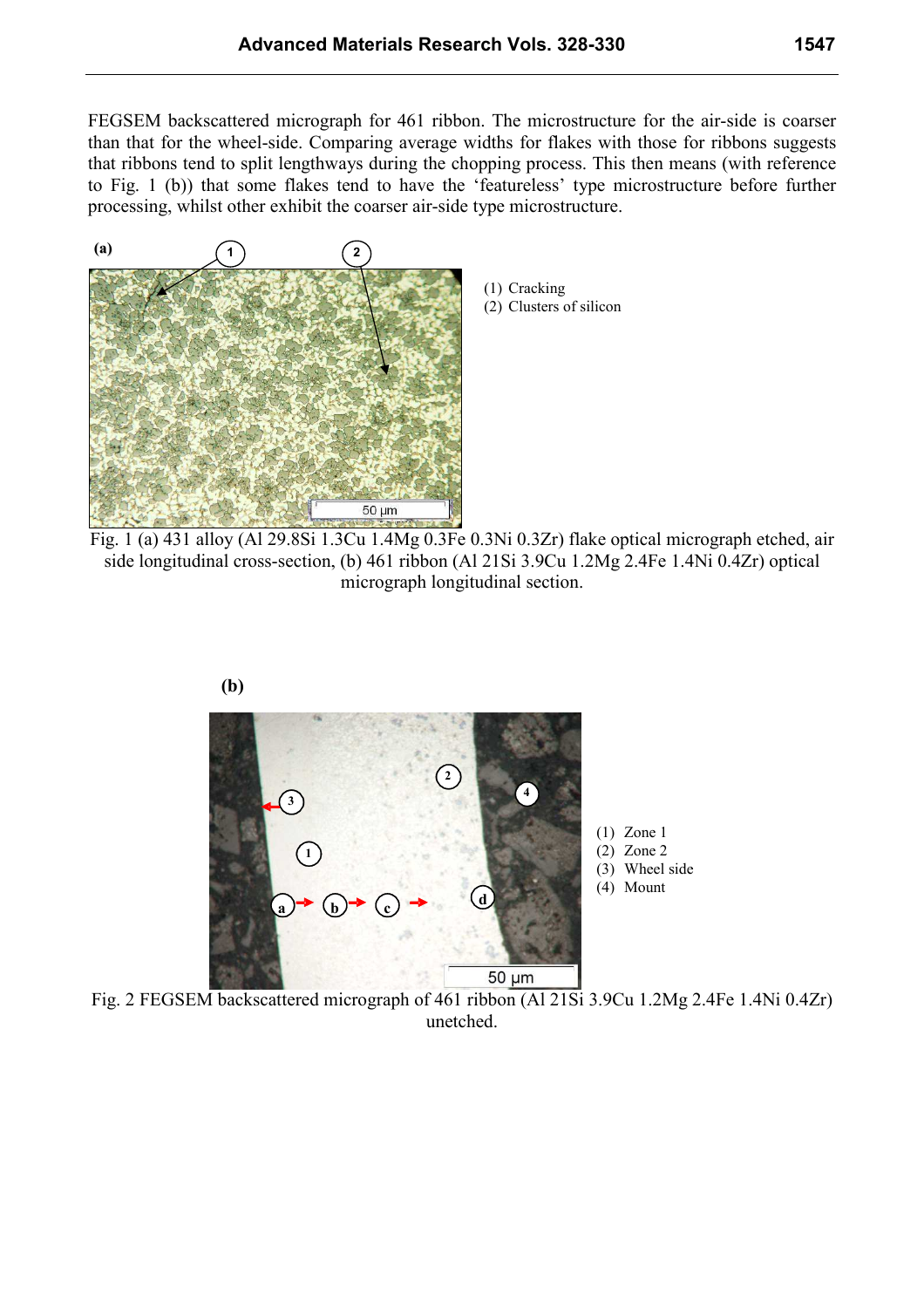FEGSEM backscattered micrograph for 461 ribbon. The microstructure for the air-side is coarser than that for the wheel-side. Comparing average widths for flakes with those for ribbons suggests that ribbons tend to split lengthways during the chopping process. This then means (with reference to Fig. 1 (b)) that some flakes tend to have the 'featureless' type microstructure before further processing, whilst other exhibit the coarser air-side type microstructure.

(a)

(1) Cracking
(2) Clusters of silicon

Fig. 1 (a) 431 alloy (Al 29.8Si 1.3Cu 1.4Mg 0.3Fe 0.3Ni 0.3Zr) flake optical micrograph etched, air side longitudinal cross-section, (b) 461 ribbon (Al 21Si 3.9Cu 1.2Mg 2.4Fe 1.4Ni 0.4Zr) optical micrograph longitudinal section.

(b)

(1) Zone 1
(2) Zone 2
(3) Wheel side
(4) Mount

Fig. 2 FEGSEM backscattered micrograph of 461 ribbon (Al 21Si 3.9Cu 1.2Mg 2.4Fe 1.4Ni 0.4Zr) unetched.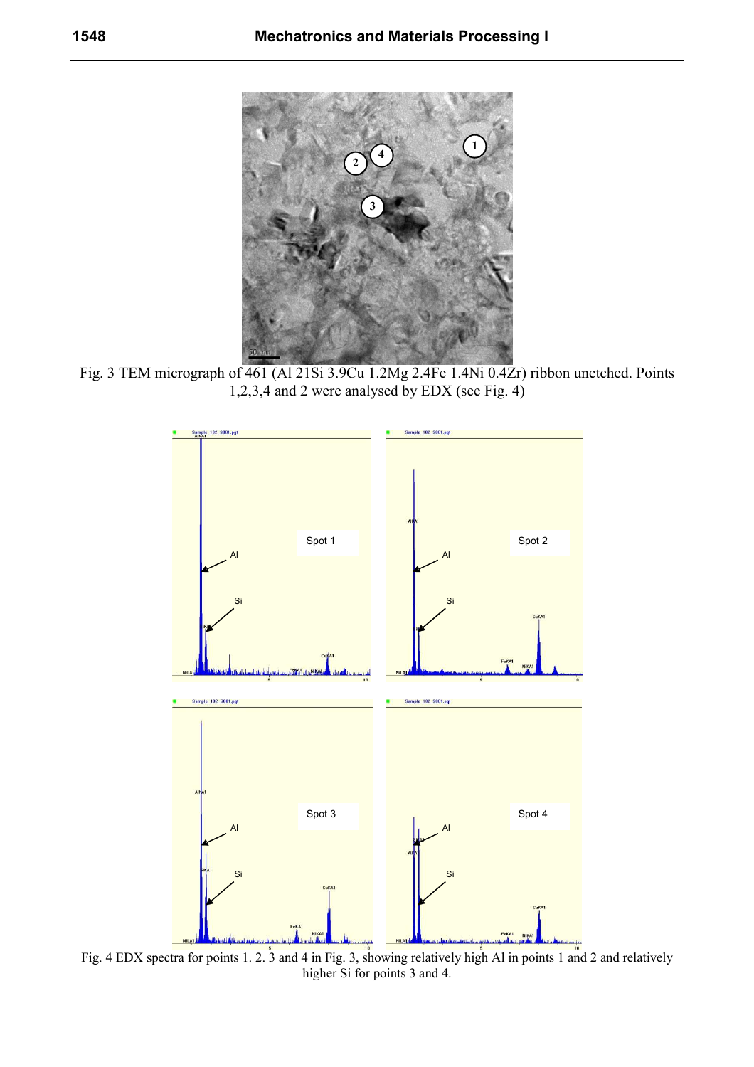Fig. 3 TEM micrograph of 461 (Al 21Si 3.9Cu 1.2Mg 2.4Fe 1.4Ni 0.4Zr) ribbon unetched. Points 1,2,3,4 and 2 were analysed by EDX (see Fig. 4)

Fig. 4 EDX spectra for points 1. 2. 3 and 4 in Fig. 3, showing relatively high Al in points 1 and 2 and relatively higher Si for points 3 and 4.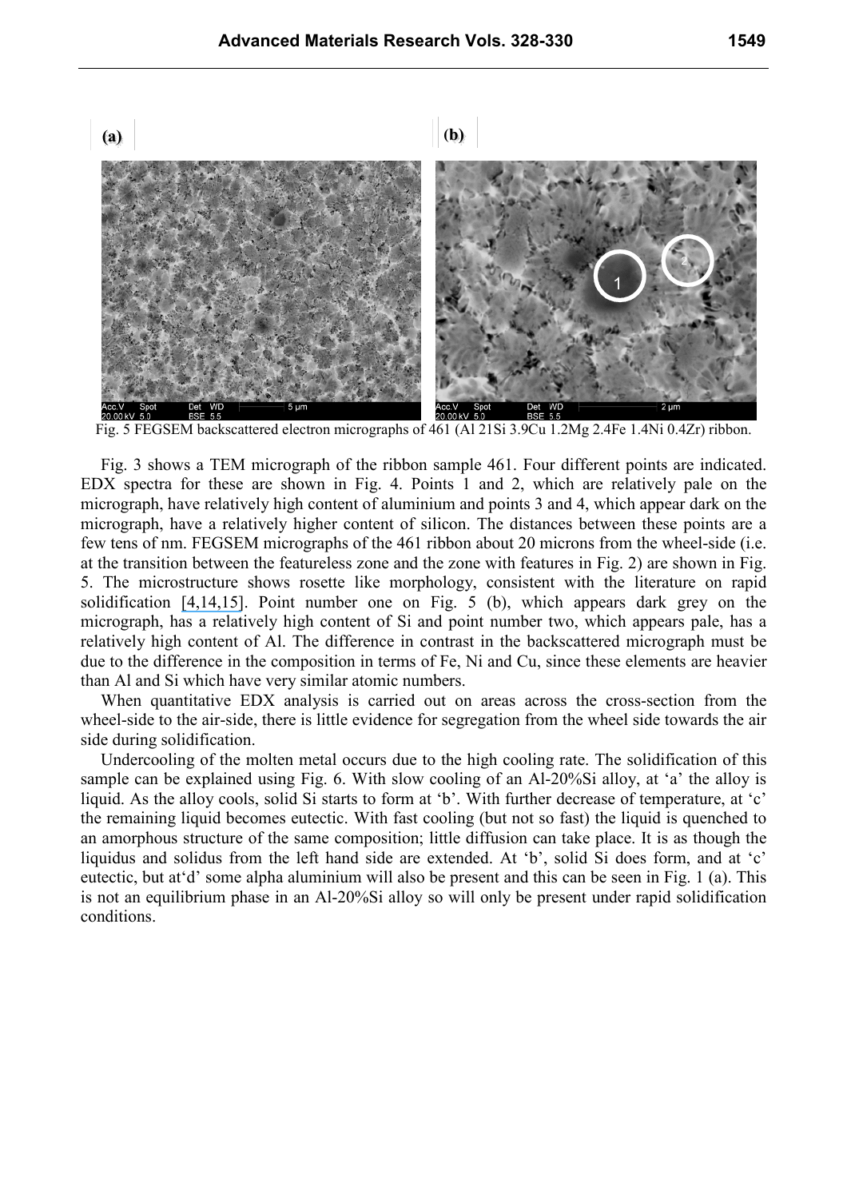Fig. 5 FEGSEM backscattered electron micrographs of 461 (Al 21Si 3.9Cu 1.2Mg 2.4Fe 1.4Ni 0.4Zr) ribbon.

Fig. 3 shows a TEM micrograph of the ribbon sample 461. Four different points are indicated. EDX spectra for these are shown in Fig. 4. Points 1 and 2, which are relatively pale on the micrograph, have relatively high content of aluminium and points 3 and 4, which appear dark on the micrograph, have a relatively higher content of silicon. The distances between these points are a few tens of nm. FEGSEM micrographs of the 461 ribbon about 20 microns from the wheel-side (i.e. at the transition between the featureless zone and the zone with features in Fig. 2) are shown in Fig. 5. The microstructure shows rosette like morphology, consistent with the literature on rapid solidification [4,14,15]. Point number one on Fig. 5 (b), which appears dark grey on the micrograph, has a relatively high content of Si and point number two, which appears pale, has a relatively high content of Al. The difference in contrast in the backscattered micrograph must be due to the difference in the composition in terms of Fe, Ni and Cu, since these elements are heavier than Al and Si which have very similar atomic numbers.

When quantitative EDX analysis is carried out on areas across the cross-section from the wheel-side to the air-side, there is little evidence for segregation from the wheel side towards the air side during solidification.

Undercooling of the molten metal occurs due to the high cooling rate. The solidification of this sample can be explained using Fig. 6. With slow cooling of an Al-20%Si alloy, at 'a' the alloy is liquid. As the alloy cools, solid Si starts to form at 'b'. With further decrease of temperature, at 'c' the remaining liquid becomes eutectic. With fast cooling (but not so fast) the liquid is quenched to an amorphous structure of the same composition; little diffusion can take place. It is as though the liquidus and solidus from the left hand side are extended. At 'b', solid Si does form, and at 'c' eutectic, but at'd' some alpha aluminium will also be present and this can be seen in Fig. 1 (a). This is not an equilibrium phase in an Al-20%Si alloy so will only be present under rapid solidification conditions.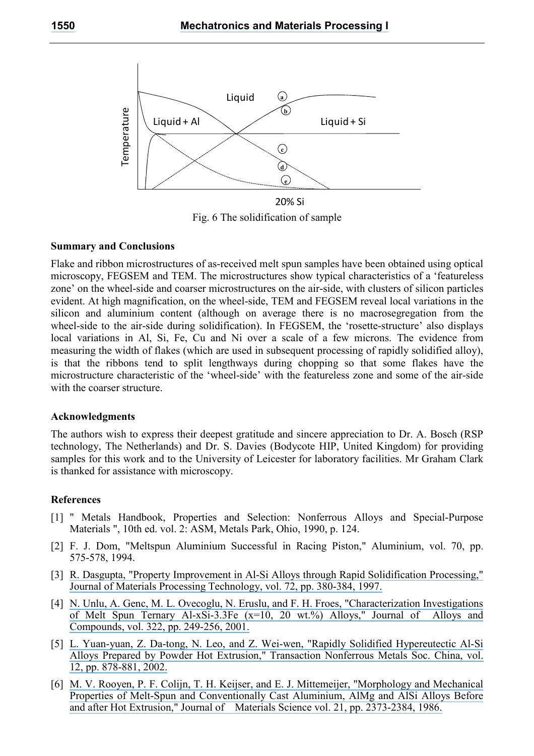Fig. 6 The solidification of sample

## Summary and Conclusions

Flake and ribbon microstructures of as-received melt spun samples have been obtained using optical microscopy, FEGSEM and TEM. The microstructures show typical characteristics of a 'featureless zone' on the wheel-side and coarser microstructures on the air-side, with clusters of silicon particles evident. At high magnification, on the wheel-side, TEM and FEGSEM reveal local variations in the silicon and aluminium content (although on average there is no macrosegregation from the wheel-side to the air-side during solidification). In FEGSEM, the 'rosette-structure' also displays local variations in Al, Si, Fe, Cu and Ni over a scale of a few microns. The evidence from measuring the width of flakes (which are used in subsequent processing of rapidly solidified alloy), is that the ribbons tend to split lengthways during chopping so that some flakes have the microstructure characteristic of the 'wheel-side' with the featureless zone and some of the air-side with the coarser structure.

## Acknowledgments

The authors wish to express their deepest gratitude and sincere appreciation to Dr. A. Bosch (RSP technology, The Netherlands) and Dr. S. Davies (Bodycote HIP, United Kingdom) for providing samples for this work and to the University of Leicester for laboratory facilities. Mr Graham Clark is thanked for assistance with microscopy.

## References

[1] " Metals Handbook, Properties and Selection: Nonferrous Alloys and Special-Purpose Materials ", 10th ed. vol. 2: ASM, Metals Park, Ohio, 1990, p. 124.

[2] F. J. Dom, "Meltspun Aluminium Successful in Racing Piston," Aluminium, vol. 70, pp. 575-578, 1994.

[3] R. Dasgupta, "Property Improvement in Al-Si Alloys through Rapid Solidification Processing," Journal of Materials Processing Technology, vol. 72, pp. 380-384, 1997.

[4] N. Unlu, A. Genc, M. L. Ovecoglu, N. Eruslu, and F. H. Froes, "Characterization Investigations of Melt Spun Ternary Al-xSi-3.3Fe (x=10, 20 wt.%) Alloys," Journal of Alloys and Compounds, vol. 322, pp. 249-256, 2001.

[5] L. Yuan-yuan, Z. Da-tong, N. Leo, and Z. Wei-wen, "Rapidly Solidified Hypereutectic Al-Si Alloys Prepared by Powder Hot Extrusion," Transaction Nonferrous Metals Soc. China, vol. 12, pp. 878-881, 2002.

[6] M. V. Rooyen, P. F. Colijn, T. H. Keijser, and E. J. Mittemeijer, "Morphology and Mechanical Properties of Melt-Spun and Conventionally Cast Aluminium, AlMg and AlSi Alloys Before and after Hot Extrusion," Journal of Materials Science vol. 21, pp. 2373-2384, 1986.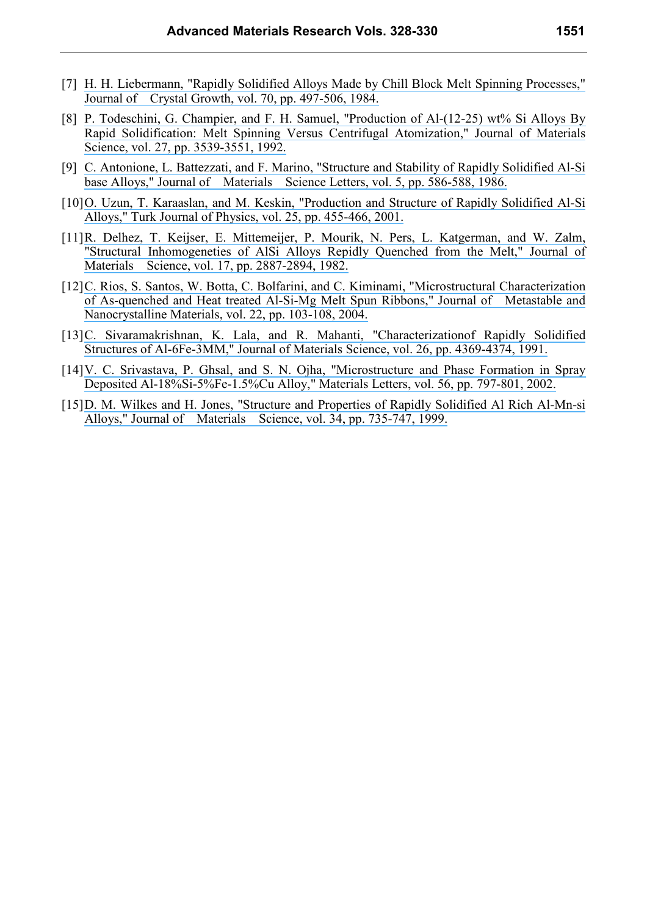[7] H. H. Liebermann, "Rapidly Solidified Alloys Made by Chill Block Melt Spinning Processes," Journal of Crystal Growth, vol. 70, pp. 497-506, 1984.

[8] P. Todeschini, G. Champier, and F. H. Samuel, "Production of Al-(12-25) wt% Si Alloys By Rapid Solidification: Melt Spinning Versus Centrifugal Atomization," Journal of Materials Science, vol. 27, pp. 3539-3551, 1992.

[9] C. Antonione, L. Battezzati, and F. Marino, "Structure and Stability of Rapidly Solidified Al-Si base Alloys," Journal of Materials Science Letters, vol. 5, pp. 586-588, 1986.

[10] O. Uzun, T. Karaaslan, and M. Keskin, "Production and Structure of Rapidly Solidified Al-Si Alloys," Turk Journal of Physics, vol. 25, pp. 455-466, 2001.

[11] R. Delhez, T. Keijser, E. Mittemeijer, P. Mourik, N. Pers, L. Katgerman, and W. Zalm, "Structural Inhomogeneties of AlSi Alloys Repidly Quenched from the Melt," Journal of Materials Science, vol. 17, pp. 2887-2894, 1982.

[12] C. Rios, S. Santos, W. Botta, C. Bolfarini, and C. Kiminami, "Microstructural Characterization of As-quenched and Heat treated Al-Si-Mg Melt Spun Ribbons," Journal of Metastable and Nanocrystalline Materials, vol. 22, pp. 103-108, 2004.

[13] C. Sivaramakrishnan, K. Lala, and R. Mahanti, "Characterizationof Rapidly Solidified Structures of Al-6Fe-3MM," Journal of Materials Science, vol. 26, pp. 4369-4374, 1991.

[14] V. C. Srivastava, P. Ghsal, and S. N. Ojha, "Microstructure and Phase Formation in Spray Deposited Al-18%Si-5%Fe-1.5%Cu Alloy," Materials Letters, vol. 56, pp. 797-801, 2002.

[15] D. M. Wilkes and H. Jones, "Structure and Properties of Rapidly Solidified Al Rich Al-Mn-si Alloys," Journal of Materials Science, vol. 34, pp. 735-747, 1999.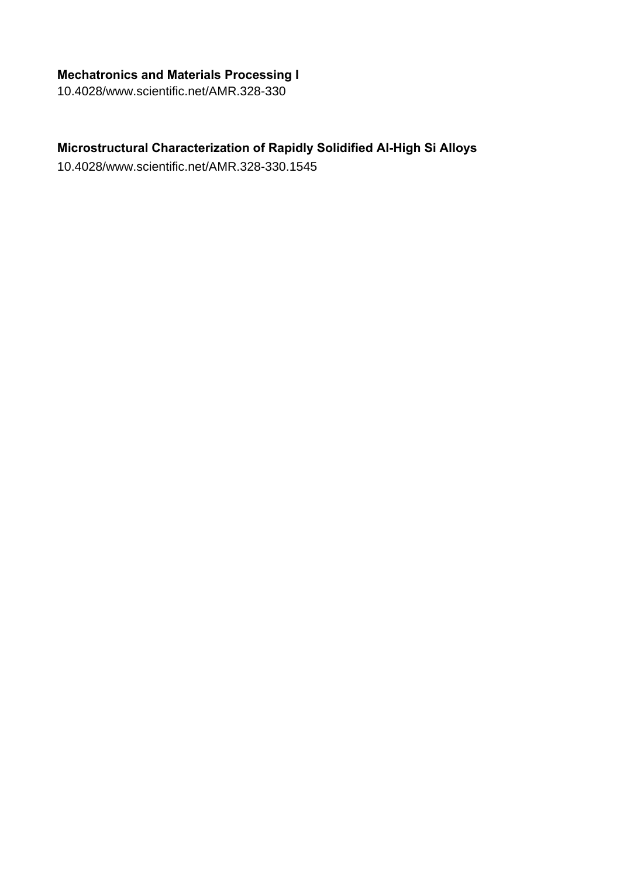**Mechatronics and Materials Processing I**

10.4028/www.scientific.net/AMR.328-330

**Microstructural Characterization of Rapidly Solidified Al-High Si Alloys**

10.4028/www.scientific.net/AMR.328-330.1545